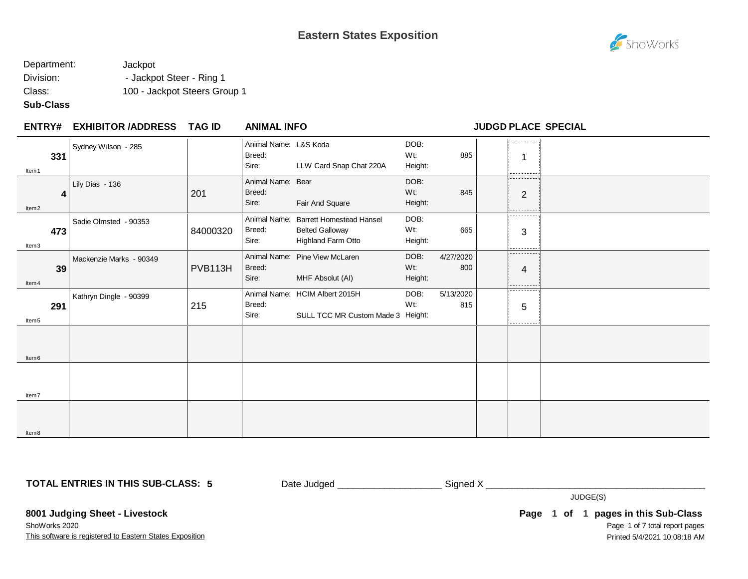# Eastern States Exposition

Department: Jackpot

Division: - Jackpot Steer - Ring 1

Class: 100 - Jackpot Steers Group 1

**Sub-Class**

| ENTRY# | EXHIBITOR /ADDRESS | TAG ID | ANIMAL INFO | | | | JUDGD | PLACE | SPECIAL |
|---|---|---|---|---|---|---|---|---|---|
| **331** Item1 | Sydney Wilson - 285 | | Animal Name: L&S Koda<br>Breed:<br>Sire: LLW Card Snap Chat 220A | DOB:<br>Wt:<br>Height: | <br>885<br> | | | 1 | |
| **4** Item2 | Lily Dias - 136 | 201 | Animal Name: Bear<br>Breed:<br>Sire: Fair And Square | DOB:<br>Wt:<br>Height: | <br>845<br> | | | 2 | |
| **473** Item3 | Sadie Olmsted - 90353 | 84000320 | Animal Name: Barrett Homestead Hansel<br>Breed: Belted Galloway<br>Sire: Highland Farm Otto | DOB:<br>Wt:<br>Height: | <br>665<br> | | | 3 | |
| **39** Item4 | Mackenzie Marks - 90349 | PVB113H | Animal Name: Pine View McLaren<br>Breed:<br>Sire: MHF Absolut (AI) | DOB:<br>Wt:<br>Height: | 4/27/2020<br>800<br> | | | 4 | |
| **291** Item5 | Kathryn Dingle - 90399 | 215 | Animal Name: HCIM Albert 2015H<br>Breed:<br>Sire: SULL TCC MR Custom Made 3 | DOB:<br>Wt:<br>Height: | 5/13/2020<br>815<br> | | | 5 | |
| Item6 | | | | | | | | | |
| Item7 | | | | | | | | | |
| Item8 | | | | | | | | | |

**TOTAL ENTRIES IN THIS SUB-CLASS: 5**

Date Judged ____________________ Signed X ____________________________________________

JUDGE(S)

**8001 Judging Sheet - Livestock**

ShoWorks 2020

This software is registered to Eastern States Exposition

**Page 1 of 1 pages in this Sub-Class**

Page 1 of 7 total report pages

Printed 5/4/2021 10:08:18 AM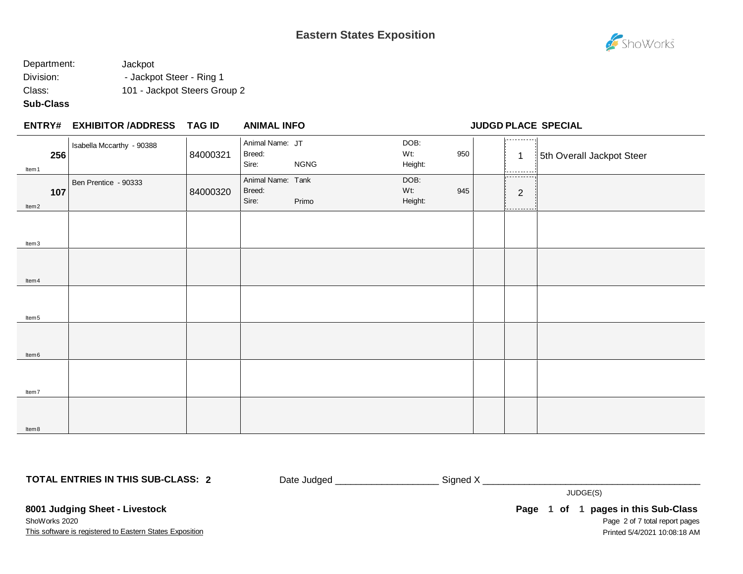# Eastern States Exposition

Department: Jackpot
Division: - Jackpot Steer - Ring 1
Class: 101 - Jackpot Steers Group 2
**Sub-Class**

| ENTRY# | EXHIBITOR /ADDRESS | TAG ID | ANIMAL INFO | | JUDGD | PLACE | SPECIAL |
|---|---|---|---|---|---|---|---|
| **256** Item1 | Isabella Mccarthy - 90388 | 84000321 | Animal Name: JT<br>Breed:<br>Sire: NGNG | DOB:<br>Wt: 950<br>Height: | | 1 | 5th Overall Jackpot Steer |
| **107** Item2 | Ben Prentice - 90333 | 84000320 | Animal Name: Tank<br>Breed:<br>Sire: Primo | DOB:<br>Wt: 945<br>Height: | | 2 | |
| Item3 | | | | | | | |
| Item4 | | | | | | | |
| Item5 | | | | | | | |
| Item6 | | | | | | | |
| Item7 | | | | | | | |
| Item8 | | | | | | | |

**TOTAL ENTRIES IN THIS SUB-CLASS: 2**

Date Judged ___________________ Signed X ________________________________________
JUDGE(S)

**8001 Judging Sheet - Livestock**
ShoWorks 2020
This software is registered to Eastern States Exposition

**Page 1 of 1 pages in this Sub-Class**
Printed 5/4/2021 10:08:18 AM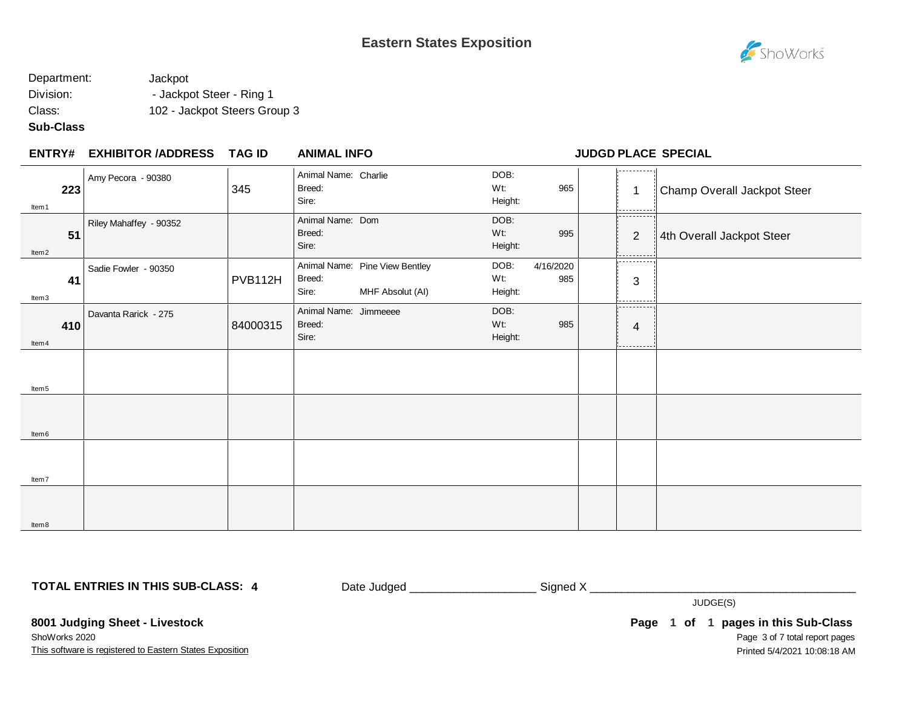# Eastern States Exposition

Department: Jackpot
Division: - Jackpot Steer - Ring 1
Class: 102 - Jackpot Steers Group 3
**Sub-Class**

| ENTRY# | EXHIBITOR /ADDRESS | TAG ID | ANIMAL INFO | | JUDGD | PLACE | SPECIAL |
|---|---|---|---|---|---|---|---|
| **223** Item1 | Amy Pecora - 90380 | 345 | Animal Name: Charlie<br>Breed:<br>Sire: | DOB:<br>Wt: 965<br>Height: | | 1 | Champ Overall Jackpot Steer |
| **51** Item2 | Riley Mahaffey - 90352 | | Animal Name: Dom<br>Breed:<br>Sire: | DOB:<br>Wt: 995<br>Height: | | 2 | 4th Overall Jackpot Steer |
| **41** Item3 | Sadie Fowler - 90350 | PVB112H | Animal Name: Pine View Bentley<br>Breed:<br>Sire: MHF Absolut (AI) | DOB: 4/16/2020<br>Wt: 985<br>Height: | | 3 | |
| **410** Item4 | Davanta Rarick - 275 | 84000315 | Animal Name: Jimmeeee<br>Breed:<br>Sire: | DOB:<br>Wt: 985<br>Height: | | 4 | |
| Item5 | | | | | | | |
| Item6 | | | | | | | |
| Item7 | | | | | | | |
| Item8 | | | | | | | |

**TOTAL ENTRIES IN THIS SUB-CLASS: 4**

Date Judged ____________________ Signed X ____________________________________________
JUDGE(S)

**8001 Judging Sheet - Livestock**
ShoWorks 2020
This software is registered to Eastern States Exposition

**Page 1 of 1 pages in this Sub-Class**
Printed 5/4/2021 10:08:18 AM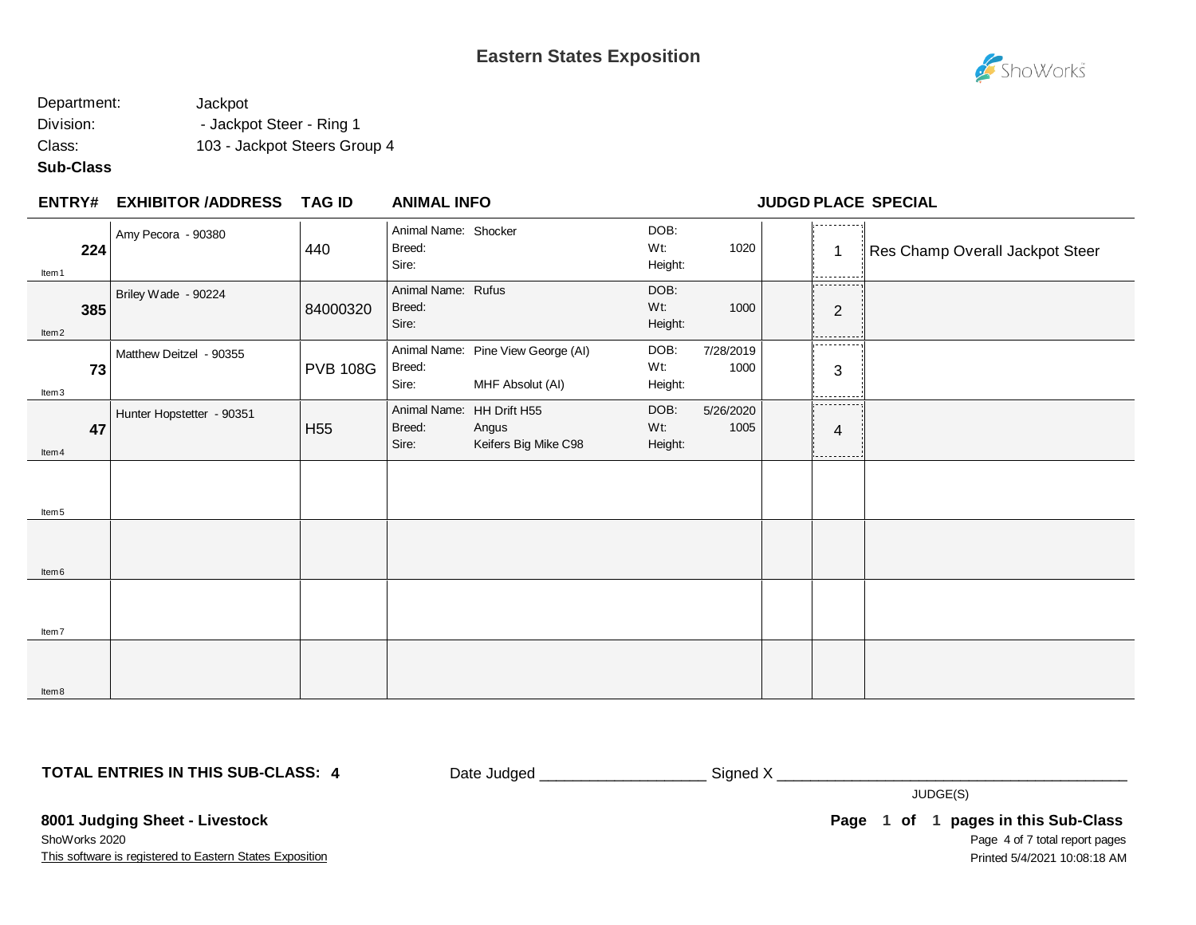# Eastern States Exposition

Department: Jackpot
Division: - Jackpot Steer - Ring 1
Class: 103 - Jackpot Steers Group 4
**Sub-Class**

| ENTRY# | EXHIBITOR /ADDRESS | TAG ID | ANIMAL INFO | | JUDGD | PLACE | SPECIAL |
|---|---|---|---|---|---|---|---|
| 224 (Item 1) | Amy Pecora - 90380 | 440 | Animal Name: Shocker<br>Breed:<br>Sire: | DOB:<br>Wt: 1020<br>Height: | | 1 | Res Champ Overall Jackpot Steer |
| 385 (Item 2) | Briley Wade - 90224 | 84000320 | Animal Name: Rufus<br>Breed:<br>Sire: | DOB:<br>Wt: 1000<br>Height: | | 2 | |
| 73 (Item 3) | Matthew Deitzel - 90355 | PVB 108G | Animal Name: Pine View George (AI)<br>Breed:<br>Sire: MHF Absolut (AI) | DOB: 7/28/2019<br>Wt: 1000<br>Height: | | 3 | |
| 47 (Item 4) | Hunter Hopstetter - 90351 | H55 | Animal Name: HH Drift H55<br>Breed: Angus<br>Sire: Keifers Big Mike C98 | DOB: 5/26/2020<br>Wt: 1005<br>Height: | | 4 | |
| (Item 5) | | | | | | | |
| (Item 6) | | | | | | | |
| (Item 7) | | | | | | | |
| (Item 8) | | | | | | | |

**TOTAL ENTRIES IN THIS SUB-CLASS: 4**

Date Judged ____________________ Signed X ____________________________________________

JUDGE(S)

**8001 Judging Sheet - Livestock**

ShoWorks 2020

This software is registered to Eastern States Exposition

**Page 1 of 1 pages in this Sub-Class**

Printed 5/4/2021 10:08:18 AM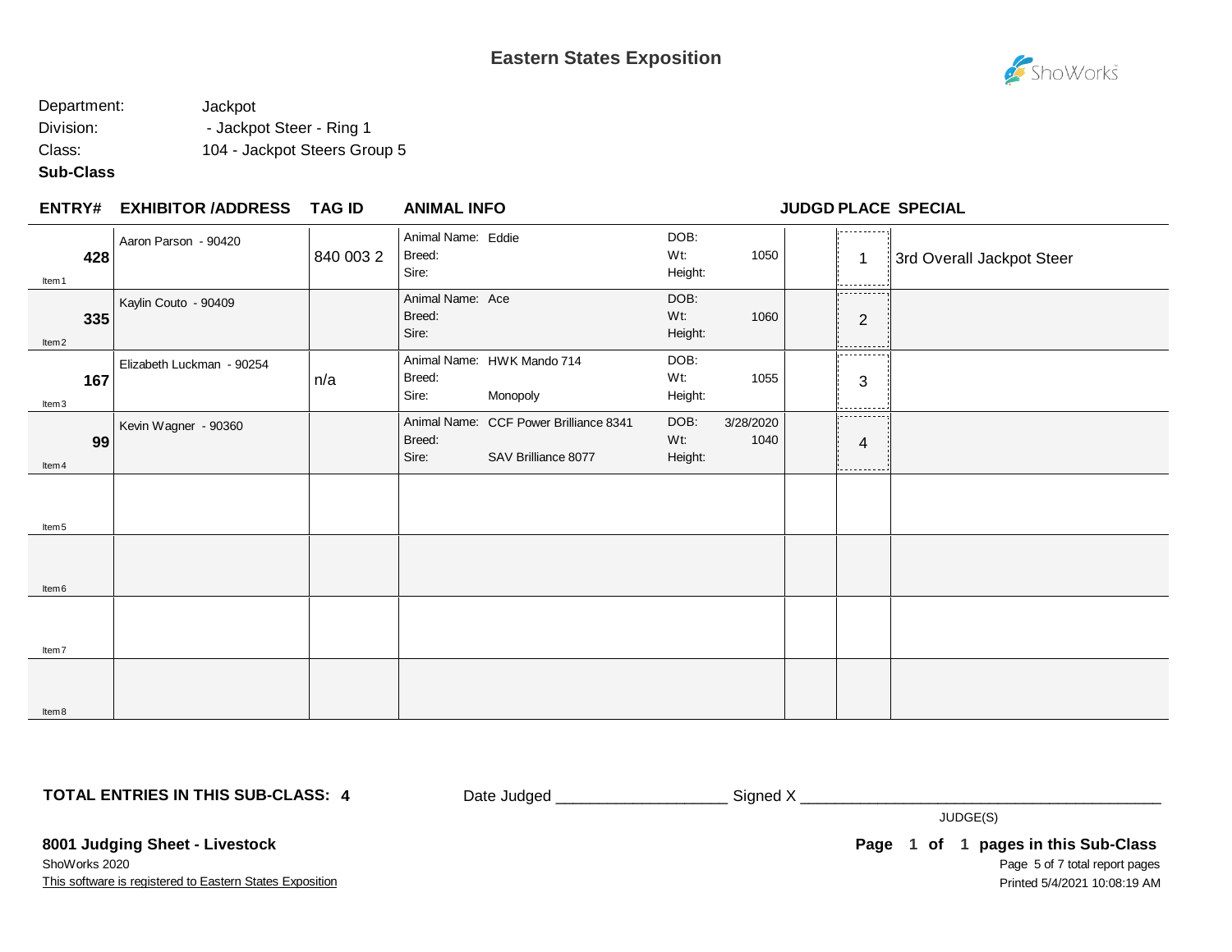# Eastern States Exposition

Department: Jackpot
Division: - Jackpot Steer - Ring 1
Class: 104 - Jackpot Steers Group 5
**Sub-Class**

| ENTRY# | EXHIBITOR /ADDRESS | TAG ID | ANIMAL INFO | | JUDGD | PLACE | SPECIAL |
|---|---|---|---|---|---|---|---|
| **428** Item1 | Aaron Parson - 90420 | 840 003 2 | Animal Name: Eddie<br>Breed:<br>Sire: | DOB:<br>Wt: 1050<br>Height: | | 1 | 3rd Overall Jackpot Steer |
| **335** Item2 | Kaylin Couto - 90409 | | Animal Name: Ace<br>Breed:<br>Sire: | DOB:<br>Wt: 1060<br>Height: | | 2 | |
| **167** Item3 | Elizabeth Luckman - 90254 | n/a | Animal Name: HWK Mando 714<br>Breed:<br>Sire: Monopoly | DOB:<br>Wt: 1055<br>Height: | | 3 | |
| **99** Item4 | Kevin Wagner - 90360 | | Animal Name: CCF Power Brilliance 8341<br>Breed:<br>Sire: SAV Brilliance 8077 | DOB: 3/28/2020<br>Wt: 1040<br>Height: | | 4 | |
| Item5 | | | | | | | |
| Item6 | | | | | | | |
| Item7 | | | | | | | |
| Item8 | | | | | | | |

**TOTAL ENTRIES IN THIS SUB-CLASS: 4**

Date Judged ___________________ Signed X ________________________________________
JUDGE(S)

**8001 Judging Sheet - Livestock**
ShoWorks 2020
This software is registered to Eastern States Exposition

**Page 1 of 1 pages in this Sub-Class**
Printed 5/4/2021 10:08:19 AM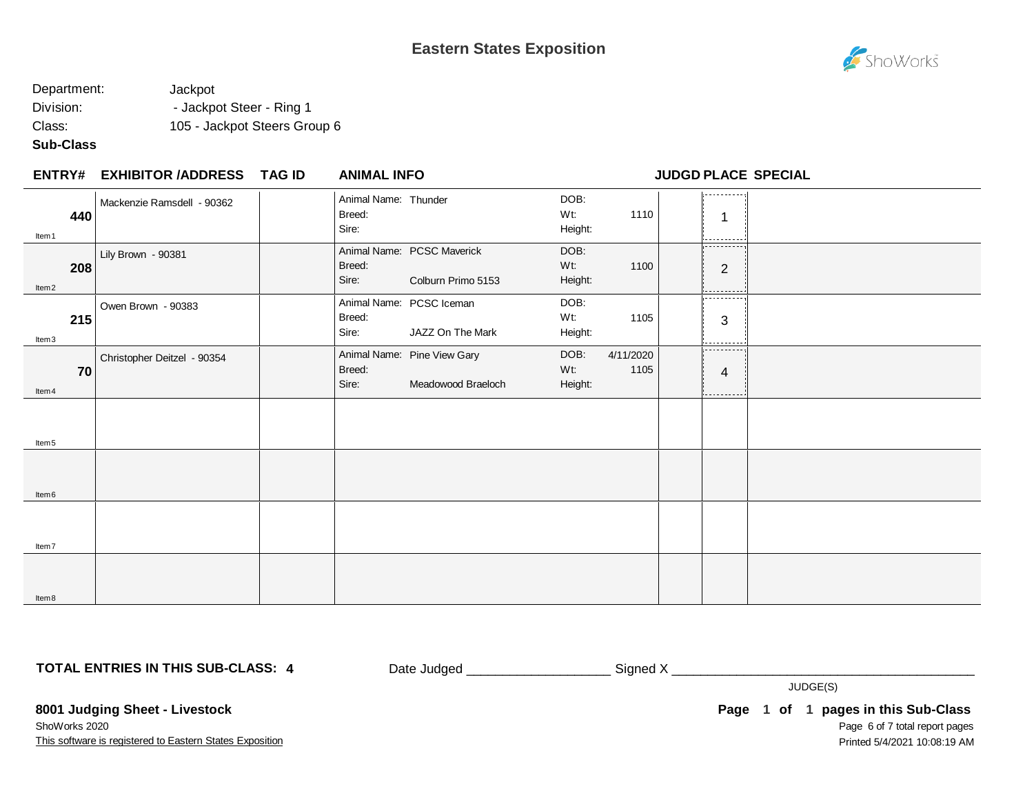# Eastern States Exposition

Department: Jackpot
Division: - Jackpot Steer - Ring 1
Class: 105 - Jackpot Steers Group 6
**Sub-Class**

| ENTRY# | EXHIBITOR /ADDRESS | TAG ID | ANIMAL INFO | | JUDGD | PLACE | SPECIAL |
|---|---|---|---|---|---|---|---|
| **440** Item 1 | Mackenzie Ramsdell - 90362 | | Animal Name: Thunder<br>Breed:<br>Sire: | DOB:<br>Wt: 1110<br>Height: | | 1 | |
| **208** Item 2 | Lily Brown - 90381 | | Animal Name: PCSC Maverick<br>Breed:<br>Sire: Colburn Primo 5153 | DOB:<br>Wt: 1100<br>Height: | | 2 | |
| **215** Item 3 | Owen Brown - 90383 | | Animal Name: PCSC Iceman<br>Breed:<br>Sire: JAZZ On The Mark | DOB:<br>Wt: 1105<br>Height: | | 3 | |
| **70** Item 4 | Christopher Deitzel - 90354 | | Animal Name: Pine View Gary<br>Breed:<br>Sire: Meadowood Braeloch | DOB: 4/11/2020<br>Wt: 1105<br>Height: | | 4 | |
| Item 5 | | | | | | | |
| Item 6 | | | | | | | |
| Item 7 | | | | | | | |
| Item 8 | | | | | | | |

**TOTAL ENTRIES IN THIS SUB-CLASS: 4**

Date Judged ___________________ Signed X ________________________________________

JUDGE(S)

**8001 Judging Sheet - Livestock**

ShoWorks 2020

This software is registered to Eastern States Exposition

**Page 1 of 1 pages in this Sub-Class**

Page 6 of 7 total report pages

Printed 5/4/2021 10:08:19 AM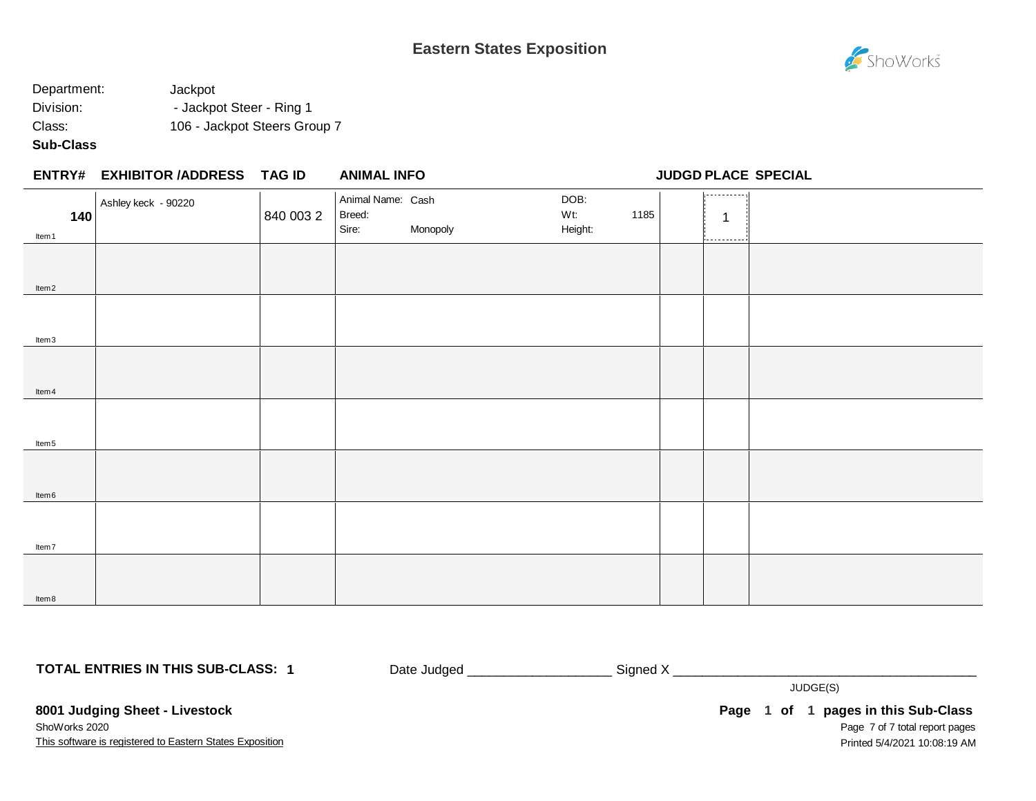# Eastern States Exposition

Department: Jackpot
Division: - Jackpot Steer - Ring 1
Class: 106 - Jackpot Steers Group 7
**Sub-Class**

| ENTRY# | EXHIBITOR /ADDRESS | TAG ID | ANIMAL INFO | | JUDGD | PLACE | SPECIAL |
|---|---|---|---|---|---|---|---|
| **140** Item1 | Ashley keck - 90220 | 840 003 2 | Animal Name: Cash<br>Breed:<br>Sire: Monopoly | DOB:<br>Wt: 1185<br>Height: | | 1 | |
| Item2 | | | | | | | |
| Item3 | | | | | | | |
| Item4 | | | | | | | |
| Item5 | | | | | | | |
| Item6 | | | | | | | |
| Item7 | | | | | | | |
| Item8 | | | | | | | |

**TOTAL ENTRIES IN THIS SUB-CLASS: 1**

Date Judged ___________________ Signed X ________________________________________

JUDGE(S)

**8001 Judging Sheet - Livestock**

ShoWorks 2020

This software is registered to Eastern States Exposition

**Page 1 of 1 pages in this Sub-Class**

Printed 5/4/2021 10:08:19 AM